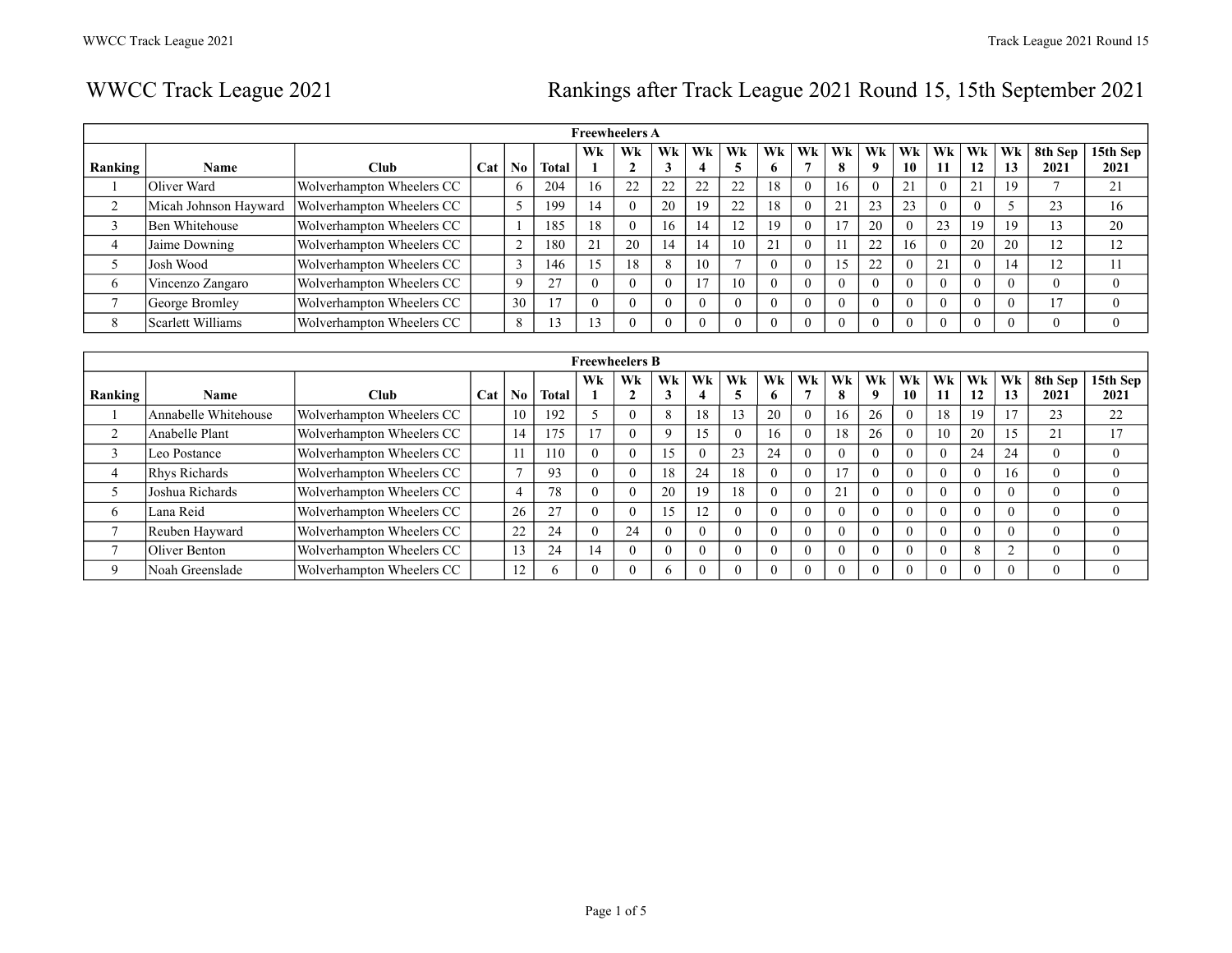# WWCC Track League 2021

## Rankings after Track League 2021 Round 15, 15th September 2021

| Freewheelers A | | | | | | | | | | | | | | | | | | | | | |
|---|---|---|---|---|---|---|---|---|---|---|---|---|---|---|---|---|---|---|---|---|---|
| Ranking | Name | Club | Cat | No | Total | Wk 1 | Wk 2 | Wk 3 | Wk 4 | Wk 5 | Wk 6 | Wk 7 | Wk 8 | Wk 9 | Wk 10 | Wk 11 | Wk 12 | Wk 13 | 8th Sep 2021 | 15th Sep 2021 |
| 1 | Oliver Ward | Wolverhampton Wheelers CC | | 6 | 204 | 16 | 22 | 22 | 22 | 22 | 18 | 0 | 16 | 0 | 21 | 0 | 21 | 19 | 7 | 21 |
| 2 | Micah Johnson Hayward | Wolverhampton Wheelers CC | | 5 | 199 | 14 | 0 | 20 | 19 | 22 | 18 | 0 | 21 | 23 | 23 | 0 | 0 | 5 | 23 | 16 |
| 3 | Ben Whitehouse | Wolverhampton Wheelers CC | | 1 | 185 | 18 | 0 | 16 | 14 | 12 | 19 | 0 | 17 | 20 | 0 | 23 | 19 | 19 | 13 | 20 |
| 4 | Jaime Downing | Wolverhampton Wheelers CC | | 2 | 180 | 21 | 20 | 14 | 14 | 10 | 21 | 0 | 11 | 22 | 16 | 0 | 20 | 20 | 12 | 12 |
| 5 | Josh Wood | Wolverhampton Wheelers CC | | 3 | 146 | 15 | 18 | 8 | 10 | 7 | 0 | 0 | 15 | 22 | 0 | 21 | 0 | 14 | 12 | 11 |
| 6 | Vincenzo Zangaro | Wolverhampton Wheelers CC | | 9 | 27 | 0 | 0 | 0 | 17 | 10 | 0 | 0 | 0 | 0 | 0 | 0 | 0 | 0 | 0 | 0 |
| 7 | George Bromley | Wolverhampton Wheelers CC | | 30 | 17 | 0 | 0 | 0 | 0 | 0 | 0 | 0 | 0 | 0 | 0 | 0 | 0 | 0 | 17 | 0 |
| 8 | Scarlett Williams | Wolverhampton Wheelers CC | | 8 | 13 | 13 | 0 | 0 | 0 | 0 | 0 | 0 | 0 | 0 | 0 | 0 | 0 | 0 | 0 | 0 |

| Freewheelers B | | | | | | | | | | | | | | | | | | | | |
|---|---|---|---|---|---|---|---|---|---|---|---|---|---|---|---|---|---|---|---|---|
| Ranking | Name | Club | Cat | No | Total | Wk 1 | Wk 2 | Wk 3 | Wk 4 | Wk 5 | Wk 6 | Wk 7 | Wk 8 | Wk 9 | Wk 10 | Wk 11 | Wk 12 | Wk 13 | 8th Sep 2021 | 15th Sep 2021 |
| 1 | Annabelle Whitehouse | Wolverhampton Wheelers CC | | 10 | 192 | 5 | 0 | 8 | 18 | 13 | 20 | 0 | 16 | 26 | 0 | 18 | 19 | 17 | 23 | 22 |
| 2 | Anabelle Plant | Wolverhampton Wheelers CC | | 14 | 175 | 17 | 0 | 9 | 15 | 0 | 16 | 0 | 18 | 26 | 0 | 10 | 20 | 15 | 21 | 17 |
| 3 | Leo Postance | Wolverhampton Wheelers CC | | 11 | 110 | 0 | 0 | 15 | 0 | 23 | 24 | 0 | 0 | 0 | 0 | 0 | 24 | 24 | 0 | 0 |
| 4 | Rhys Richards | Wolverhampton Wheelers CC | | 7 | 93 | 0 | 0 | 18 | 24 | 18 | 0 | 0 | 17 | 0 | 0 | 0 | 0 | 16 | 0 | 0 |
| 5 | Joshua Richards | Wolverhampton Wheelers CC | | 4 | 78 | 0 | 0 | 20 | 19 | 18 | 0 | 0 | 21 | 0 | 0 | 0 | 0 | 0 | 0 | 0 |
| 6 | Lana Reid | Wolverhampton Wheelers CC | | 26 | 27 | 0 | 0 | 15 | 12 | 0 | 0 | 0 | 0 | 0 | 0 | 0 | 0 | 0 | 0 | 0 |
| 7 | Reuben Hayward | Wolverhampton Wheelers CC | | 22 | 24 | 0 | 24 | 0 | 0 | 0 | 0 | 0 | 0 | 0 | 0 | 0 | 0 | 0 | 0 | 0 |
| 7 | Oliver Benton | Wolverhampton Wheelers CC | | 13 | 24 | 14 | 0 | 0 | 0 | 0 | 0 | 0 | 0 | 0 | 0 | 0 | 8 | 2 | 0 | 0 |
| 9 | Noah Greenslade | Wolverhampton Wheelers CC | | 12 | 6 | 0 | 0 | 6 | 0 | 0 | 0 | 0 | 0 | 0 | 0 | 0 | 0 | 0 | 0 | 0 |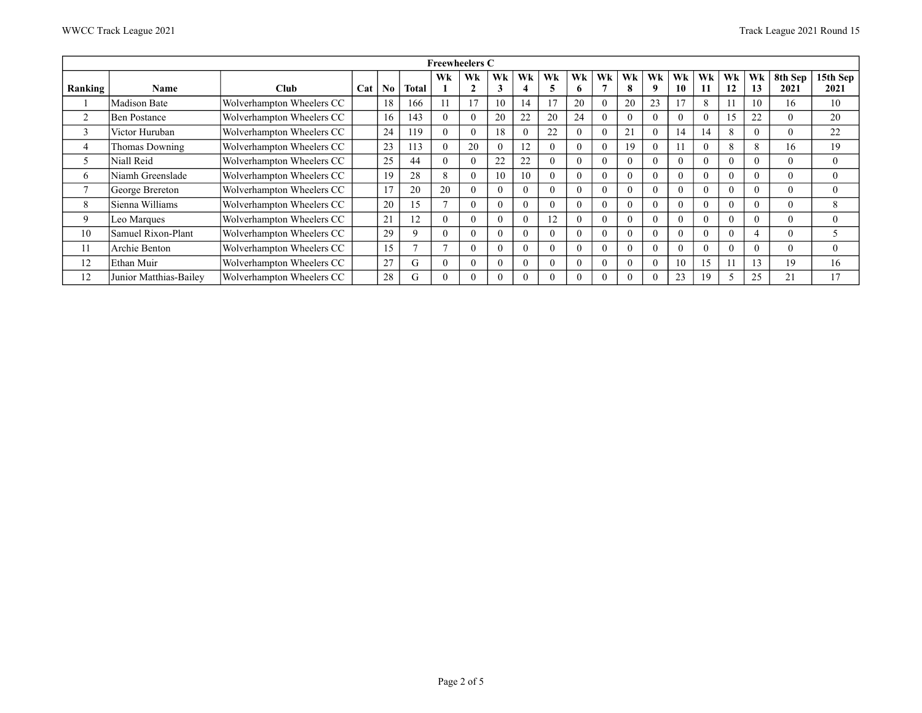| Freewheelers C | | | | | | | | | | | | | | | | | | | | | |
|---|---|---|---|---|---|---|---|---|---|---|---|---|---|---|---|---|---|---|---|---|---|
| Ranking | Name | Club | Cat | No | Total | Wk 1 | Wk 2 | Wk 3 | Wk 4 | Wk 5 | Wk 6 | Wk 7 | Wk 8 | Wk 9 | Wk 10 | Wk 11 | Wk 12 | Wk 13 | 8th Sep 2021 | 15th Sep 2021 |
| 1 | Madison Bate | Wolverhampton Wheelers CC | | 18 | 166 | 11 | 17 | 10 | 14 | 17 | 20 | 0 | 20 | 23 | 17 | 8 | 11 | 10 | 16 | 10 |
| 2 | Ben Postance | Wolverhampton Wheelers CC | | 16 | 143 | 0 | 0 | 20 | 22 | 20 | 24 | 0 | 0 | 0 | 0 | 0 | 15 | 22 | 0 | 20 |
| 3 | Victor Huruban | Wolverhampton Wheelers CC | | 24 | 119 | 0 | 0 | 18 | 0 | 22 | 0 | 0 | 21 | 0 | 14 | 14 | 8 | 0 | 0 | 22 |
| 4 | Thomas Downing | Wolverhampton Wheelers CC | | 23 | 113 | 0 | 20 | 0 | 12 | 0 | 0 | 0 | 19 | 0 | 11 | 0 | 8 | 8 | 16 | 19 |
| 5 | Niall Reid | Wolverhampton Wheelers CC | | 25 | 44 | 0 | 0 | 22 | 22 | 0 | 0 | 0 | 0 | 0 | 0 | 0 | 0 | 0 | 0 | 0 |
| 6 | Niamh Greenslade | Wolverhampton Wheelers CC | | 19 | 28 | 8 | 0 | 10 | 10 | 0 | 0 | 0 | 0 | 0 | 0 | 0 | 0 | 0 | 0 | 0 |
| 7 | George Brereton | Wolverhampton Wheelers CC | | 17 | 20 | 20 | 0 | 0 | 0 | 0 | 0 | 0 | 0 | 0 | 0 | 0 | 0 | 0 | 0 | 0 |
| 8 | Sienna Williams | Wolverhampton Wheelers CC | | 20 | 15 | 7 | 0 | 0 | 0 | 0 | 0 | 0 | 0 | 0 | 0 | 0 | 0 | 0 | 0 | 8 |
| 9 | Leo Marques | Wolverhampton Wheelers CC | | 21 | 12 | 0 | 0 | 0 | 0 | 12 | 0 | 0 | 0 | 0 | 0 | 0 | 0 | 0 | 0 | 0 |
| 10 | Samuel Rixon-Plant | Wolverhampton Wheelers CC | | 29 | 9 | 0 | 0 | 0 | 0 | 0 | 0 | 0 | 0 | 0 | 0 | 0 | 0 | 4 | 0 | 5 |
| 11 | Archie Benton | Wolverhampton Wheelers CC | | 15 | 7 | 7 | 0 | 0 | 0 | 0 | 0 | 0 | 0 | 0 | 0 | 0 | 0 | 0 | 0 | 0 |
| 12 | Ethan Muir | Wolverhampton Wheelers CC | | 27 | G | 0 | 0 | 0 | 0 | 0 | 0 | 0 | 0 | 0 | 10 | 15 | 11 | 13 | 19 | 16 |
| 12 | Junior Matthias-Bailey | Wolverhampton Wheelers CC | | 28 | G | 0 | 0 | 0 | 0 | 0 | 0 | 0 | 0 | 0 | 23 | 19 | 5 | 25 | 21 | 17 |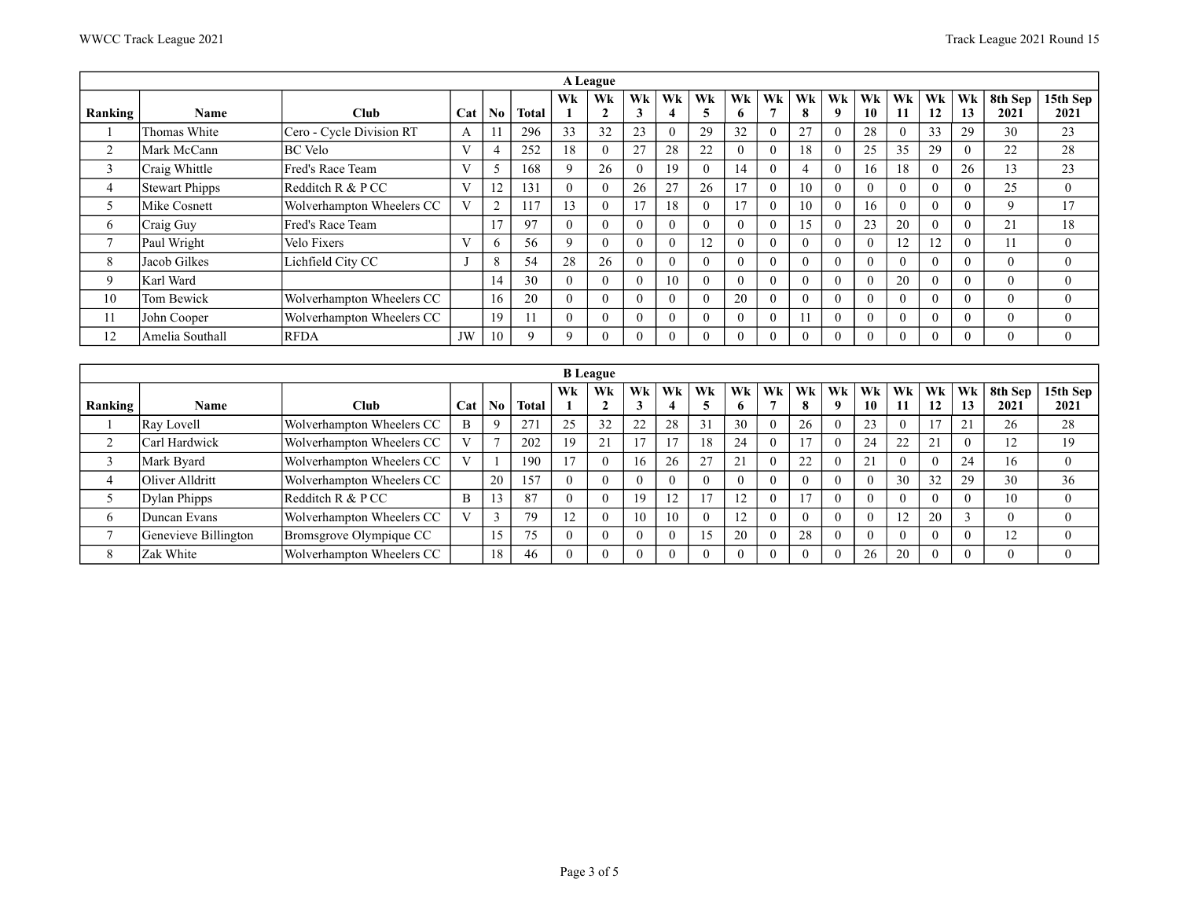## A League

| Ranking | Name | Club | Cat | No | Total | Wk 1 | Wk 2 | Wk 3 | Wk 4 | Wk 5 | Wk 6 | Wk 7 | Wk 8 | Wk 9 | Wk 10 | Wk 11 | Wk 12 | Wk 13 | 8th Sep 2021 | 15th Sep 2021 |
|---|---|---|---|---|---|---|---|---|---|---|---|---|---|---|---|---|---|---|---|---|
| 1 | Thomas White | Cero - Cycle Division RT | A | 11 | 296 | 33 | 32 | 23 | 0 | 29 | 32 | 0 | 27 | 0 | 28 | 0 | 33 | 29 | 30 | 23 |
| 2 | Mark McCann | BC Velo | V | 4 | 252 | 18 | 0 | 27 | 28 | 22 | 0 | 0 | 18 | 0 | 25 | 35 | 29 | 0 | 22 | 28 |
| 3 | Craig Whittle | Fred's Race Team | V | 5 | 168 | 9 | 26 | 0 | 19 | 0 | 14 | 0 | 4 | 0 | 16 | 18 | 0 | 26 | 13 | 23 |
| 4 | Stewart Phipps | Redditch R & P CC | V | 12 | 131 | 0 | 0 | 26 | 27 | 26 | 17 | 0 | 10 | 0 | 0 | 0 | 0 | 0 | 25 | 0 |
| 5 | Mike Cosnett | Wolverhampton Wheelers CC | V | 2 | 117 | 13 | 0 | 17 | 18 | 0 | 17 | 0 | 10 | 0 | 16 | 0 | 0 | 0 | 9 | 17 |
| 6 | Craig Guy | Fred's Race Team | | 17 | 97 | 0 | 0 | 0 | 0 | 0 | 0 | 0 | 15 | 0 | 23 | 20 | 0 | 0 | 21 | 18 |
| 7 | Paul Wright | Velo Fixers | V | 6 | 56 | 9 | 0 | 0 | 0 | 12 | 0 | 0 | 0 | 0 | 0 | 12 | 12 | 0 | 11 | 0 |
| 8 | Jacob Gilkes | Lichfield City CC | J | 8 | 54 | 28 | 26 | 0 | 0 | 0 | 0 | 0 | 0 | 0 | 0 | 0 | 0 | 0 | 0 | 0 |
| 9 | Karl Ward | | | 14 | 30 | 0 | 0 | 0 | 10 | 0 | 0 | 0 | 0 | 0 | 0 | 20 | 0 | 0 | 0 | 0 |
| 10 | Tom Bewick | Wolverhampton Wheelers CC | | 16 | 20 | 0 | 0 | 0 | 0 | 0 | 20 | 0 | 0 | 0 | 0 | 0 | 0 | 0 | 0 | 0 |
| 11 | John Cooper | Wolverhampton Wheelers CC | | 19 | 11 | 0 | 0 | 0 | 0 | 0 | 0 | 0 | 11 | 0 | 0 | 0 | 0 | 0 | 0 | 0 |
| 12 | Amelia Southall | RFDA | JW | 10 | 9 | 9 | 0 | 0 | 0 | 0 | 0 | 0 | 0 | 0 | 0 | 0 | 0 | 0 | 0 | 0 |

## B League

| Ranking | Name | Club | Cat | No | Total | Wk 1 | Wk 2 | Wk 3 | Wk 4 | Wk 5 | Wk 6 | Wk 7 | Wk 8 | Wk 9 | Wk 10 | Wk 11 | Wk 12 | Wk 13 | 8th Sep 2021 | 15th Sep 2021 |
|---|---|---|---|---|---|---|---|---|---|---|---|---|---|---|---|---|---|---|---|---|
| 1 | Ray Lovell | Wolverhampton Wheelers CC | B | 9 | 271 | 25 | 32 | 22 | 28 | 31 | 30 | 0 | 26 | 0 | 23 | 0 | 17 | 21 | 26 | 28 |
| 2 | Carl Hardwick | Wolverhampton Wheelers CC | V | 7 | 202 | 19 | 21 | 17 | 17 | 18 | 24 | 0 | 17 | 0 | 24 | 22 | 21 | 0 | 12 | 19 |
| 3 | Mark Byard | Wolverhampton Wheelers CC | V | 1 | 190 | 17 | 0 | 16 | 26 | 27 | 21 | 0 | 22 | 0 | 21 | 0 | 0 | 24 | 16 | 0 |
| 4 | Oliver Alldritt | Wolverhampton Wheelers CC | | 20 | 157 | 0 | 0 | 0 | 0 | 0 | 0 | 0 | 0 | 0 | 0 | 30 | 32 | 29 | 30 | 36 |
| 5 | Dylan Phipps | Redditch R & P CC | B | 13 | 87 | 0 | 0 | 19 | 12 | 17 | 12 | 0 | 17 | 0 | 0 | 0 | 0 | 0 | 10 | 0 |
| 6 | Duncan Evans | Wolverhampton Wheelers CC | V | 3 | 79 | 12 | 0 | 10 | 10 | 0 | 12 | 0 | 0 | 0 | 0 | 12 | 20 | 3 | 0 | 0 |
| 7 | Genevieve Billington | Bromsgrove Olympique CC | | 15 | 75 | 0 | 0 | 0 | 0 | 15 | 20 | 0 | 28 | 0 | 0 | 0 | 0 | 0 | 12 | 0 |
| 8 | Zak White | Wolverhampton Wheelers CC | | 18 | 46 | 0 | 0 | 0 | 0 | 0 | 0 | 0 | 0 | 0 | 26 | 20 | 0 | 0 | 0 | 0 |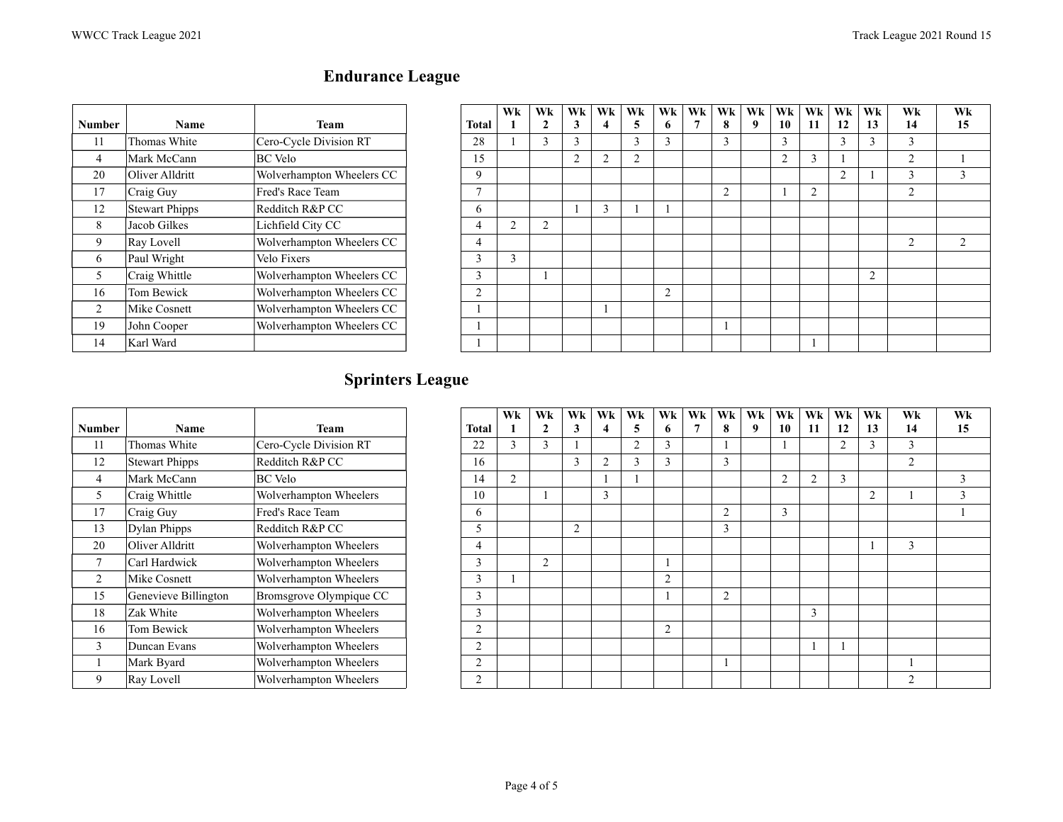## Endurance League

| Number | Name | Team | Total | Wk 1 | Wk 2 | Wk 3 | Wk 4 | Wk 5 | Wk 6 | Wk 7 | Wk 8 | Wk 9 | Wk 10 | Wk 11 | Wk 12 | Wk 13 | Wk 14 | Wk 15 |
|---|---|---|---|---|---|---|---|---|---|---|---|---|---|---|---|---|---|---|
| 11 | Thomas White | Cero-Cycle Division RT | 28 | 1 | 3 | 3 | | 3 | 3 | | 3 | | 3 | | 3 | 3 | 3 | |
| 4 | Mark McCann | BC Velo | 15 | | | 2 | 2 | 2 | | | | | 2 | 3 | 1 | | 2 | 1 |
| 20 | Oliver Alldritt | Wolverhampton Wheelers CC | 9 | | | | | | | | | | | | 2 | 1 | 3 | 3 |
| 17 | Craig Guy | Fred's Race Team | 7 | | | | | | | | 2 | | 1 | 2 | | | 2 | |
| 12 | Stewart Phipps | Redditch R&P CC | 6 | | | 1 | 3 | 1 | 1 | | | | | | | | | |
| 8 | Jacob Gilkes | Lichfield City CC | 4 | 2 | 2 | | | | | | | | | | | | | |
| 9 | Ray Lovell | Wolverhampton Wheelers CC | 4 | | | | | | | | | | | | | | 2 | 2 |
| 6 | Paul Wright | Velo Fixers | 3 | 3 | | | | | | | | | | | | | | |
| 5 | Craig Whittle | Wolverhampton Wheelers CC | 3 | | 1 | | | | | | | | | | | 2 | | |
| 16 | Tom Bewick | Wolverhampton Wheelers CC | 2 | | | | | | 2 | | | | | | | | | |
| 2 | Mike Cosnett | Wolverhampton Wheelers CC | 1 | | | | 1 | | | | | | | | | | | |
| 19 | John Cooper | Wolverhampton Wheelers CC | 1 | | | | | | | | 1 | | | | | | | |
| 14 | Karl Ward | | 1 | | | | | | | | | | | 1 | | | | |

## Sprinters League

| Number | Name | Team | Total | Wk 1 | Wk 2 | Wk 3 | Wk 4 | Wk 5 | Wk 6 | Wk 7 | Wk 8 | Wk 9 | Wk 10 | Wk 11 | Wk 12 | Wk 13 | Wk 14 | Wk 15 |
|---|---|---|---|---|---|---|---|---|---|---|---|---|---|---|---|---|---|---|
| 11 | Thomas White | Cero-Cycle Division RT | 22 | 3 | 3 | 1 | | 2 | 3 | | 1 | | 1 | | 2 | 3 | 3 | |
| 12 | Stewart Phipps | Redditch R&P CC | 16 | | | 3 | 2 | 3 | 3 | | 3 | | | | | | 2 | |
| 4 | Mark McCann | BC Velo | 14 | 2 | | | 1 | 1 | | | | | 2 | 2 | 3 | | | 3 |
| 5 | Craig Whittle | Wolverhampton Wheelers | 10 | | 1 | | 3 | | | | | | | | | 2 | 1 | 3 |
| 17 | Craig Guy | Fred's Race Team | 6 | | | | | | | | 2 | | 3 | | | | | 1 |
| 13 | Dylan Phipps | Redditch R&P CC | 5 | | | 2 | | | | | 3 | | | | | | | |
| 20 | Oliver Alldritt | Wolverhampton Wheelers | 4 | | | | | | | | | | | | | 1 | 3 | |
| 7 | Carl Hardwick | Wolverhampton Wheelers | 3 | | 2 | | | | 1 | | | | | | | | | |
| 2 | Mike Cosnett | Wolverhampton Wheelers | 3 | 1 | | | | | 2 | | | | | | | | | |
| 15 | Genevieve Billington | Bromsgrove Olympique CC | 3 | | | | | | 1 | | 2 | | | | | | | |
| 18 | Zak White | Wolverhampton Wheelers | 3 | | | | | | | | | | | 3 | | | | |
| 16 | Tom Bewick | Wolverhampton Wheelers | 2 | | | | | | 2 | | | | | | | | | |
| 3 | Duncan Evans | Wolverhampton Wheelers | 2 | | | | | | | | | | | 1 | 1 | | | |
| 1 | Mark Byard | Wolverhampton Wheelers | 2 | | | | | | | | 1 | | | | | | 1 | |
| 9 | Ray Lovell | Wolverhampton Wheelers | 2 | | | | | | | | | | | | | | 2 | |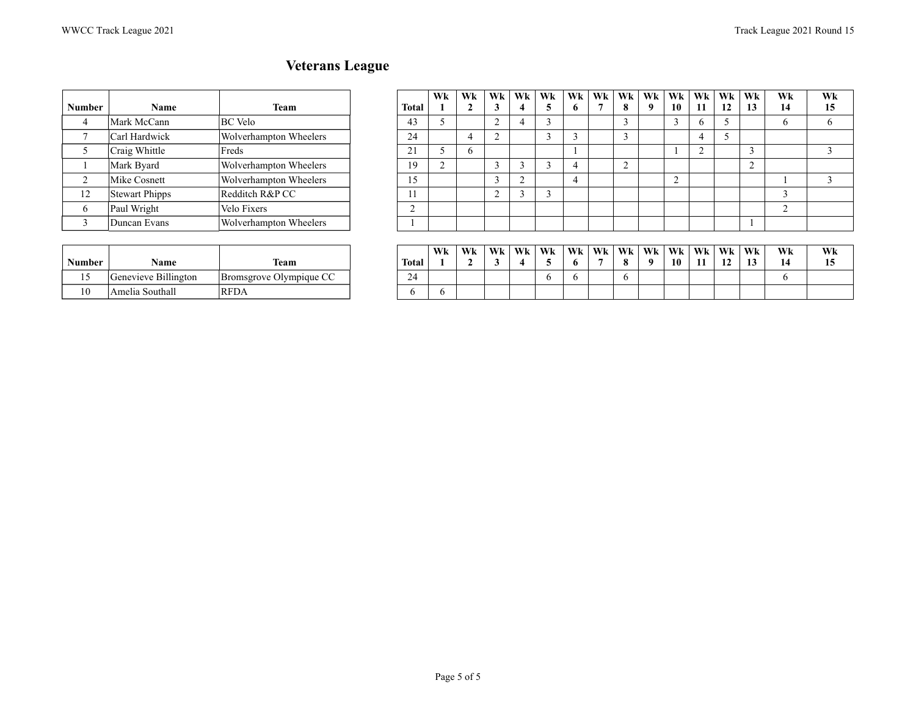## Veterans League

| Number | Name | Team | Total | Wk 1 | Wk 2 | Wk 3 | Wk 4 | Wk 5 | Wk 6 | Wk 7 | Wk 8 | Wk 9 | Wk 10 | Wk 11 | Wk 12 | Wk 13 | Wk 14 | Wk 15 |
|---|---|---|---|---|---|---|---|---|---|---|---|---|---|---|---|---|---|---|
| 4 | Mark McCann | BC Velo | 43 | 5 | | 2 | 4 | 3 | | | 3 | | 3 | 6 | 5 | | 6 | 6 |
| 7 | Carl Hardwick | Wolverhampton Wheelers | 24 | | 4 | 2 | | 3 | 3 | | 3 | | | 4 | 5 | | | |
| 5 | Craig Whittle | Freds | 21 | 5 | 6 | | | | 1 | | | | 1 | 2 | | 3 | | 3 |
| 1 | Mark Byard | Wolverhampton Wheelers | 19 | 2 | | 3 | 3 | 3 | 4 | | 2 | | | | | 2 | | |
| 2 | Mike Cosnett | Wolverhampton Wheelers | 15 | | | 3 | 2 | | 4 | | | | 2 | | | | 1 | 3 |
| 12 | Stewart Phipps | Redditch R&P CC | 11 | | | 2 | 3 | 3 | | | | | | | | | 3 | |
| 6 | Paul Wright | Velo Fixers | 2 | | | | | | | | | | | | | | 2 | |
| 3 | Duncan Evans | Wolverhampton Wheelers | 1 | | | | | | | | | | | | | 1 | | |

| Number | Name | Team | Total | Wk 1 | Wk 2 | Wk 3 | Wk 4 | Wk 5 | Wk 6 | Wk 7 | Wk 8 | Wk 9 | Wk 10 | Wk 11 | Wk 12 | Wk 13 | Wk 14 | Wk 15 |
|---|---|---|---|---|---|---|---|---|---|---|---|---|---|---|---|---|---|---|
| 15 | Genevieve Billington | Bromsgrove Olympique CC | 24 | | | | | 6 | 6 | | 6 | | | | | | 6 | |
| 10 | Amelia Southall | RFDA | 6 | 6 | | | | | | | | | | | | | | |